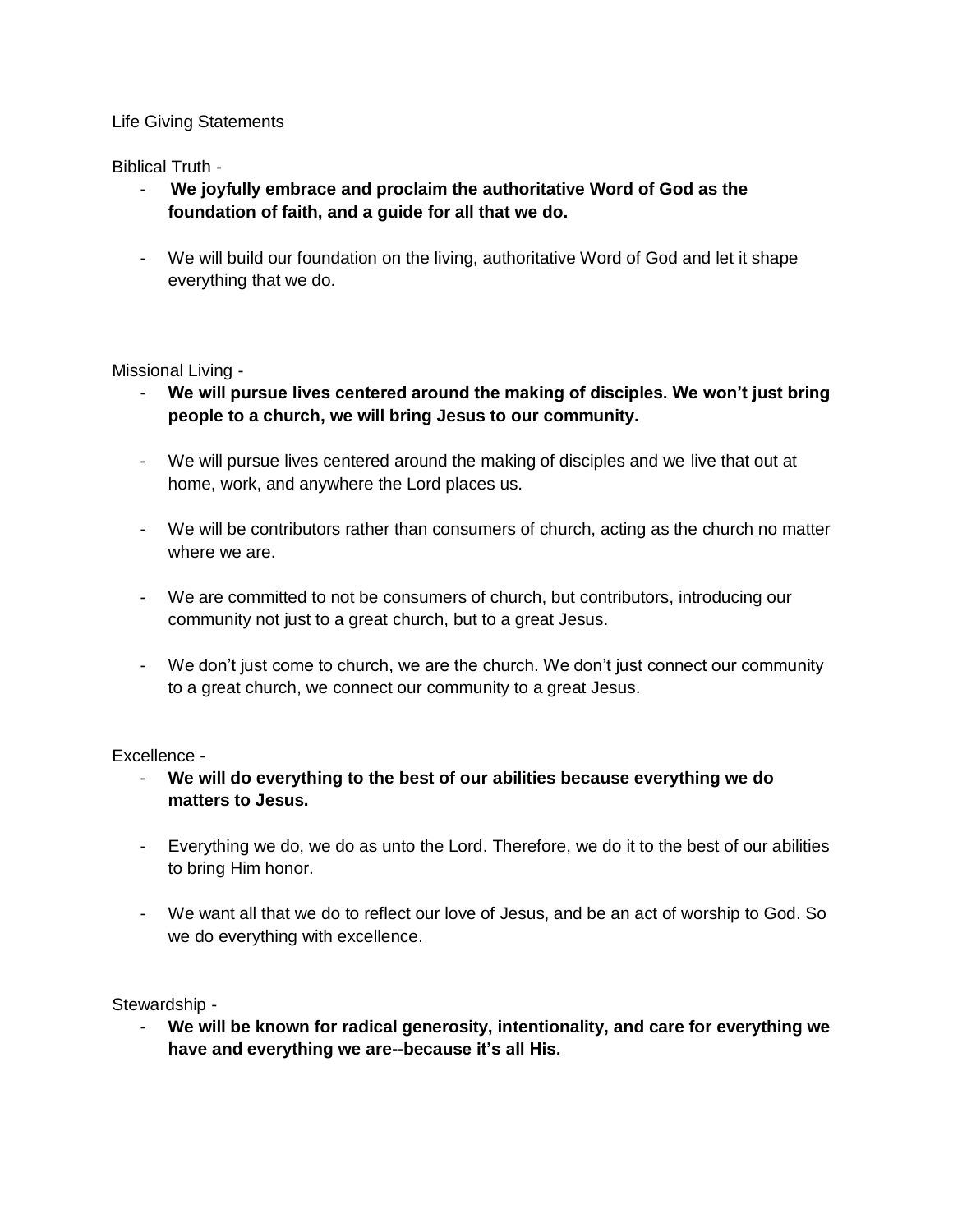Life Giving Statements

Biblical Truth -

- **We joyfully embrace and proclaim the authoritative Word of God as the foundation of faith, and a guide for all that we do.**

- We will build our foundation on the living, authoritative Word of God and let it shape everything that we do.

Missional Living -

- **We will pursue lives centered around the making of disciples. We won't just bring people to a church, we will bring Jesus to our community.**

- We will pursue lives centered around the making of disciples and we live that out at home, work, and anywhere the Lord places us.

- We will be contributors rather than consumers of church, acting as the church no matter where we are.

- We are committed to not be consumers of church, but contributors, introducing our community not just to a great church, but to a great Jesus.

- We don't just come to church, we are the church. We don't just connect our community to a great church, we connect our community to a great Jesus.

Excellence -

- **We will do everything to the best of our abilities because everything we do matters to Jesus.**

- Everything we do, we do as unto the Lord. Therefore, we do it to the best of our abilities to bring Him honor.

- We want all that we do to reflect our love of Jesus, and be an act of worship to God. So we do everything with excellence.

Stewardship -

- **We will be known for radical generosity, intentionality, and care for everything we have and everything we are--because it's all His.**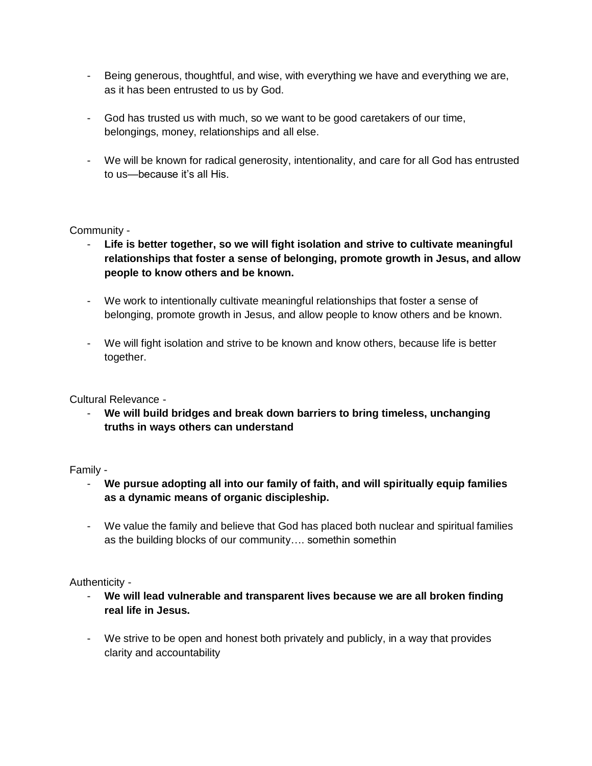- Being generous, thoughtful, and wise, with everything we have and everything we are, as it has been entrusted to us by God.

- God has trusted us with much, so we want to be good caretakers of our time, belongings, money, relationships and all else.

- We will be known for radical generosity, intentionality, and care for all God has entrusted to us—because it's all His.

Community -

- **Life is better together, so we will fight isolation and strive to cultivate meaningful relationships that foster a sense of belonging, promote growth in Jesus, and allow people to know others and be known.**

- We work to intentionally cultivate meaningful relationships that foster a sense of belonging, promote growth in Jesus, and allow people to know others and be known.

- We will fight isolation and strive to be known and know others, because life is better together.

Cultural Relevance -

- **We will build bridges and break down barriers to bring timeless, unchanging truths in ways others can understand**

Family -

- **We pursue adopting all into our family of faith, and will spiritually equip families as a dynamic means of organic discipleship.**

- We value the family and believe that God has placed both nuclear and spiritual families as the building blocks of our community…. somethin somethin

Authenticity -

- **We will lead vulnerable and transparent lives because we are all broken finding real life in Jesus.**

- We strive to be open and honest both privately and publicly, in a way that provides clarity and accountability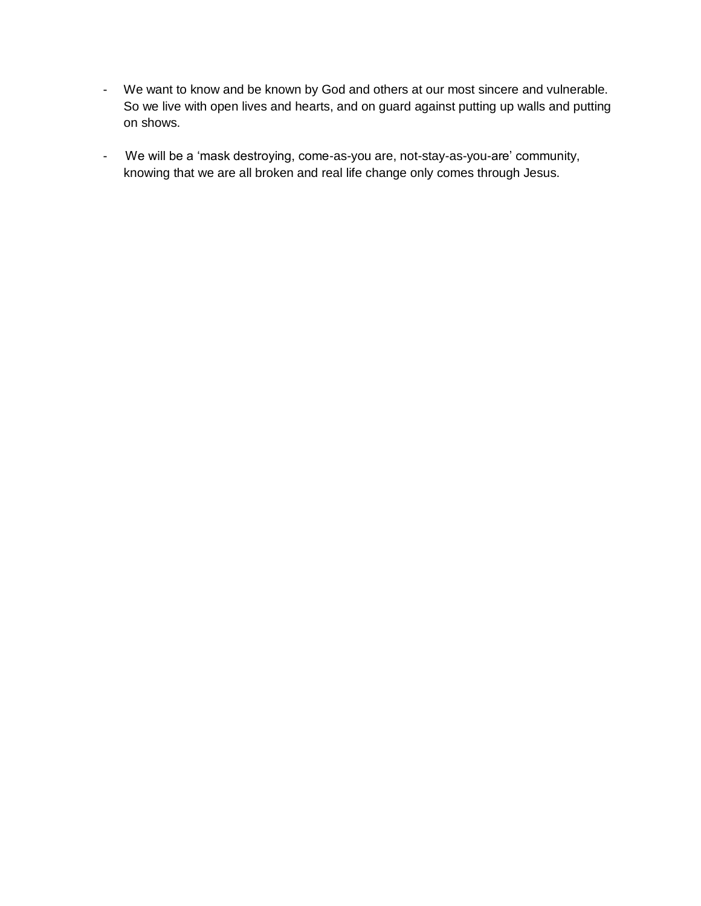- We want to know and be known by God and others at our most sincere and vulnerable. So we live with open lives and hearts, and on guard against putting up walls and putting on shows.

- We will be a 'mask destroying, come-as-you are, not-stay-as-you-are' community, knowing that we are all broken and real life change only comes through Jesus.